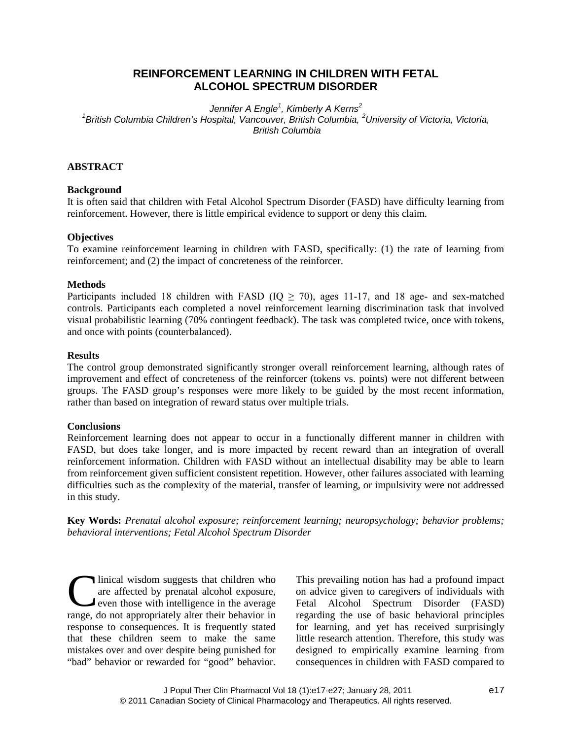# REINFORCEMENT LEARNING IN CHILDREN WITH FETAL ALCOHOL SPECTRUM DISORDER

*Jennifer A Engle[1], Kimberly A Kerns[2]*

*[1]British Columbia Children's Hospital, Vancouver, British Columbia, [2]University of Victoria, Victoria, British Columbia*

## ABSTRACT

### Background

It is often said that children with Fetal Alcohol Spectrum Disorder (FASD) have difficulty learning from reinforcement. However, there is little empirical evidence to support or deny this claim.

### Objectives

To examine reinforcement learning in children with FASD, specifically: (1) the rate of learning from reinforcement; and (2) the impact of concreteness of the reinforcer.

### Methods

Participants included 18 children with FASD (IQ $\geq$ 70), ages 11-17, and 18 age- and sex-matched controls. Participants each completed a novel reinforcement learning discrimination task that involved visual probabilistic learning (70% contingent feedback). The task was completed twice, once with tokens, and once with points (counterbalanced).

### Results

The control group demonstrated significantly stronger overall reinforcement learning, although rates of improvement and effect of concreteness of the reinforcer (tokens vs. points) were not different between groups. The FASD group's responses were more likely to be guided by the most recent information, rather than based on integration of reward status over multiple trials.

### Conclusions

Reinforcement learning does not appear to occur in a functionally different manner in children with FASD, but does take longer, and is more impacted by recent reward than an integration of overall reinforcement information. Children with FASD without an intellectual disability may be able to learn from reinforcement given sufficient consistent repetition. However, other failures associated with learning difficulties such as the complexity of the material, transfer of learning, or impulsivity were not addressed in this study.

**Key Words:** *Prenatal alcohol exposure; reinforcement learning; neuropsychology; behavior problems; behavioral interventions; Fetal Alcohol Spectrum Disorder*

Clinical wisdom suggests that children who are affected by prenatal alcohol exposure, even those with intelligence in the average range, do not appropriately alter their behavior in response to consequences. It is frequently stated that these children seem to make the same mistakes over and over despite being punished for "bad" behavior or rewarded for "good" behavior. This prevailing notion has had a profound impact on advice given to caregivers of individuals with Fetal Alcohol Spectrum Disorder (FASD) regarding the use of basic behavioral principles for learning, and yet has received surprisingly little research attention. Therefore, this study was designed to empirically examine learning from consequences in children with FASD compared to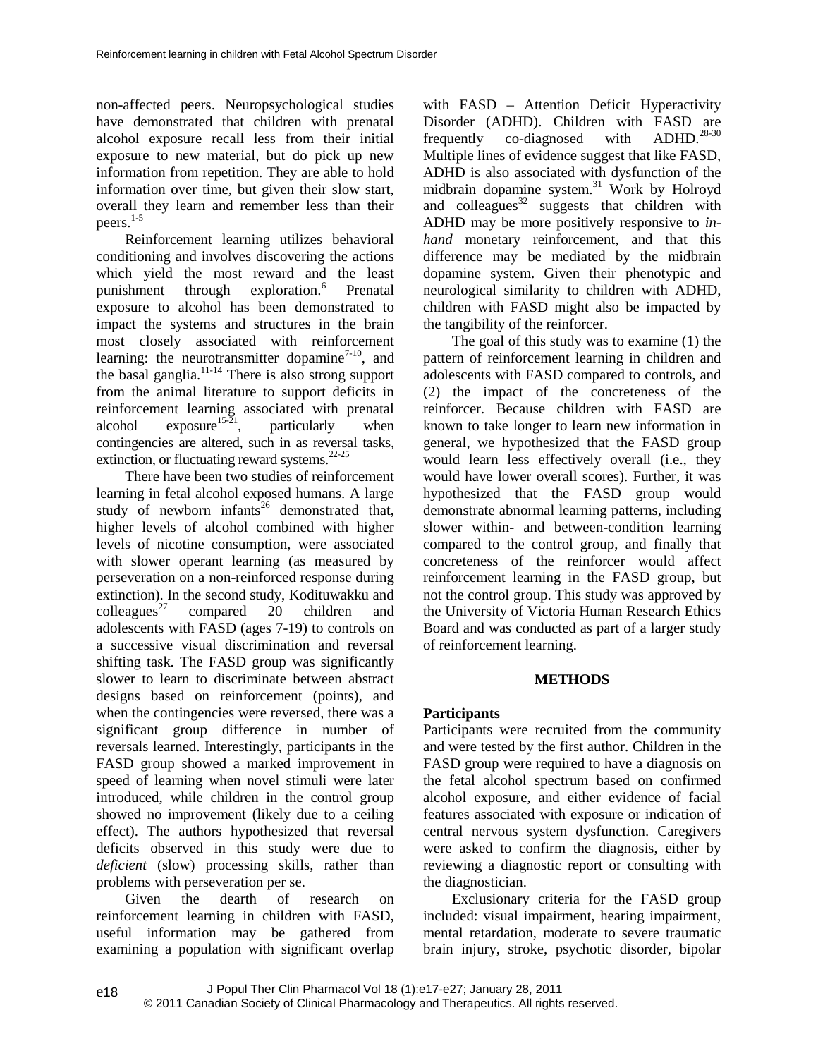non-affected peers. Neuropsychological studies have demonstrated that children with prenatal alcohol exposure recall less from their initial exposure to new material, but do pick up new information from repetition. They are able to hold information over time, but given their slow start, overall they learn and remember less than their peers.[1-5]

Reinforcement learning utilizes behavioral conditioning and involves discovering the actions which yield the most reward and the least punishment through exploration.[6] Prenatal exposure to alcohol has been demonstrated to impact the systems and structures in the brain most closely associated with reinforcement learning: the neurotransmitter dopamine[7-10], and the basal ganglia.[11-14] There is also strong support from the animal literature to support deficits in reinforcement learning associated with prenatal alcohol exposure[15-21], particularly when contingencies are altered, such in as reversal tasks, extinction, or fluctuating reward systems.[22-25]

There have been two studies of reinforcement learning in fetal alcohol exposed humans. A large study of newborn infants[26] demonstrated that, higher levels of alcohol combined with higher levels of nicotine consumption, were associated with slower operant learning (as measured by perseveration on a non-reinforced response during extinction). In the second study, Kodituwakku and colleagues[27] compared 20 children and adolescents with FASD (ages 7-19) to controls on a successive visual discrimination and reversal shifting task. The FASD group was significantly slower to learn to discriminate between abstract designs based on reinforcement (points), and when the contingencies were reversed, there was a significant group difference in number of reversals learned. Interestingly, participants in the FASD group showed a marked improvement in speed of learning when novel stimuli were later introduced, while children in the control group showed no improvement (likely due to a ceiling effect). The authors hypothesized that reversal deficits observed in this study were due to *deficient* (slow) processing skills, rather than problems with perseveration per se.

Given the dearth of research on reinforcement learning in children with FASD, useful information may be gathered from examining a population with significant overlap with FASD – Attention Deficit Hyperactivity Disorder (ADHD). Children with FASD are frequently co-diagnosed with ADHD.[28-30] Multiple lines of evidence suggest that like FASD, ADHD is also associated with dysfunction of the midbrain dopamine system.[31] Work by Holroyd and colleagues[32] suggests that children with ADHD may be more positively responsive to *in-hand* monetary reinforcement, and that this difference may be mediated by the midbrain dopamine system. Given their phenotypic and neurological similarity to children with ADHD, children with FASD might also be impacted by the tangibility of the reinforcer.

The goal of this study was to examine (1) the pattern of reinforcement learning in children and adolescents with FASD compared to controls, and (2) the impact of the concreteness of the reinforcer. Because children with FASD are known to take longer to learn new information in general, we hypothesized that the FASD group would learn less effectively overall (i.e., they would have lower overall scores). Further, it was hypothesized that the FASD group would demonstrate abnormal learning patterns, including slower within- and between-condition learning compared to the control group, and finally that concreteness of the reinforcer would affect reinforcement learning in the FASD group, but not the control group. This study was approved by the University of Victoria Human Research Ethics Board and was conducted as part of a larger study of reinforcement learning.

## METHODS

### Participants

Participants were recruited from the community and were tested by the first author. Children in the FASD group were required to have a diagnosis on the fetal alcohol spectrum based on confirmed alcohol exposure, and either evidence of facial features associated with exposure or indication of central nervous system dysfunction. Caregivers were asked to confirm the diagnosis, either by reviewing a diagnostic report or consulting with the diagnostician.

Exclusionary criteria for the FASD group included: visual impairment, hearing impairment, mental retardation, moderate to severe traumatic brain injury, stroke, psychotic disorder, bipolar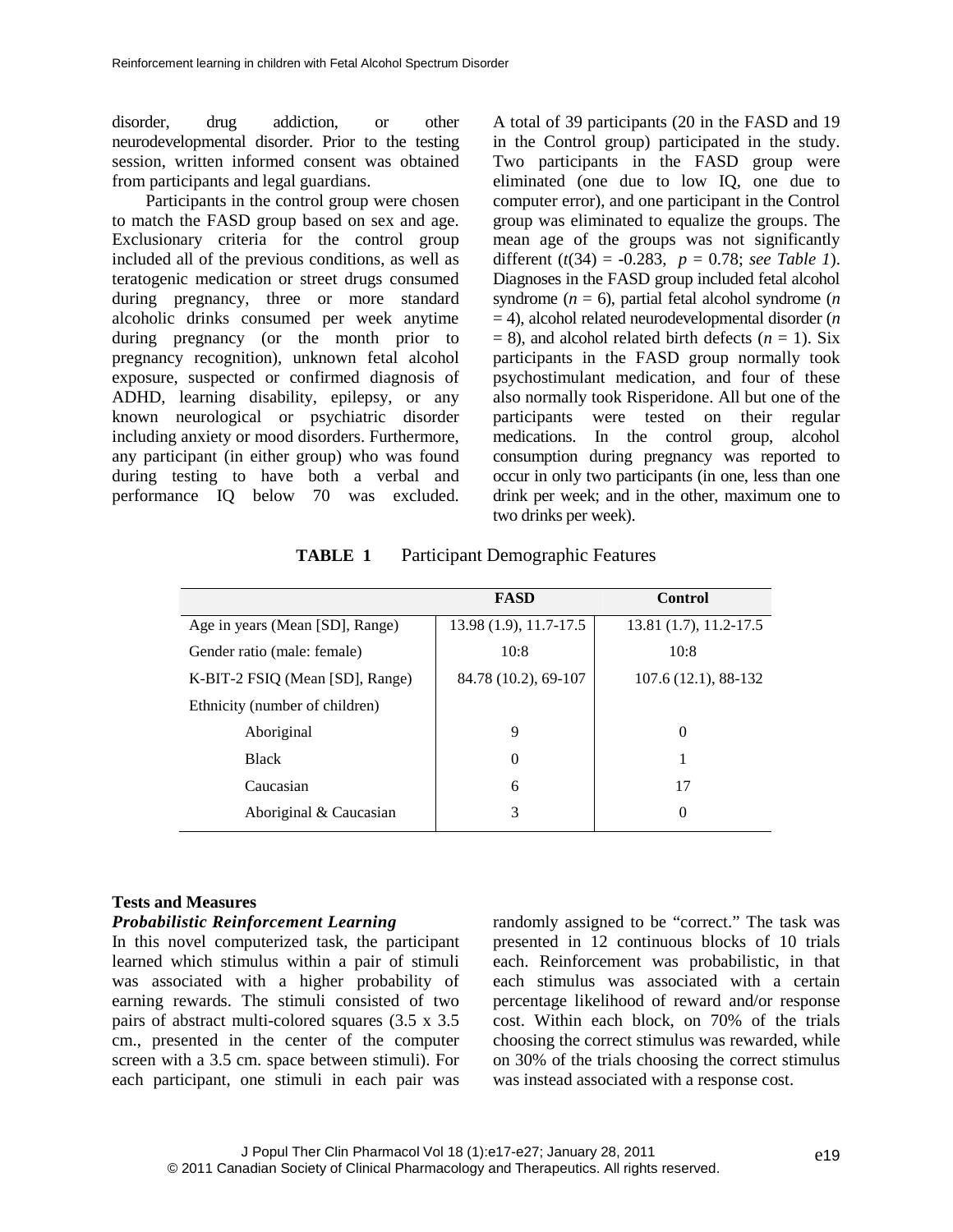disorder, drug addiction, or other neurodevelopmental disorder. Prior to the testing session, written informed consent was obtained from participants and legal guardians.

Participants in the control group were chosen to match the FASD group based on sex and age. Exclusionary criteria for the control group included all of the previous conditions, as well as teratogenic medication or street drugs consumed during pregnancy, three or more standard alcoholic drinks consumed per week anytime during pregnancy (or the month prior to pregnancy recognition), unknown fetal alcohol exposure, suspected or confirmed diagnosis of ADHD, learning disability, epilepsy, or any known neurological or psychiatric disorder including anxiety or mood disorders. Furthermore, any participant (in either group) who was found during testing to have both a verbal and performance IQ below 70 was excluded. A total of 39 participants (20 in the FASD and 19 in the Control group) participated in the study. Two participants in the FASD group were eliminated (one due to low IQ, one due to computer error), and one participant in the Control group was eliminated to equalize the groups. The mean age of the groups was not significantly different ($t(34) = -0.283$, $p = 0.78$; *see Table 1*). Diagnoses in the FASD group included fetal alcohol syndrome ($n = 6$), partial fetal alcohol syndrome ($n = 4$), alcohol related neurodevelopmental disorder ($n = 8$), and alcohol related birth defects ($n = 1$). Six participants in the FASD group normally took psychostimulant medication, and four of these also normally took Risperidone. All but one of the participants were tested on their regular medications. In the control group, alcohol consumption during pregnancy was reported to occur in only two participants (in one, less than one drink per week; and in the other, maximum one to two drinks per week).

**TABLE 1** Participant Demographic Features

| | FASD | Control |
|---|---|---|
| Age in years (Mean [SD], Range) | 13.98 (1.9), 11.7-17.5 | 13.81 (1.7), 11.2-17.5 |
| Gender ratio (male: female) | 10:8 | 10:8 |
| K-BIT-2 FSIQ (Mean [SD], Range) | 84.78 (10.2), 69-107 | 107.6 (12.1), 88-132 |
| Ethnicity (number of children) | | |
| Aboriginal | 9 | 0 |
| Black | 0 | 1 |
| Caucasian | 6 | 17 |
| Aboriginal & Caucasian | 3 | 0 |

## Tests and Measures

### *Probabilistic Reinforcement Learning*

In this novel computerized task, the participant learned which stimulus within a pair of stimuli was associated with a higher probability of earning rewards. The stimuli consisted of two pairs of abstract multi-colored squares (3.5 x 3.5 cm., presented in the center of the computer screen with a 3.5 cm. space between stimuli). For each participant, one stimuli in each pair was randomly assigned to be "correct." The task was presented in 12 continuous blocks of 10 trials each. Reinforcement was probabilistic, in that each stimulus was associated with a certain percentage likelihood of reward and/or response cost. Within each block, on 70% of the trials choosing the correct stimulus was rewarded, while on 30% of the trials choosing the correct stimulus was instead associated with a response cost.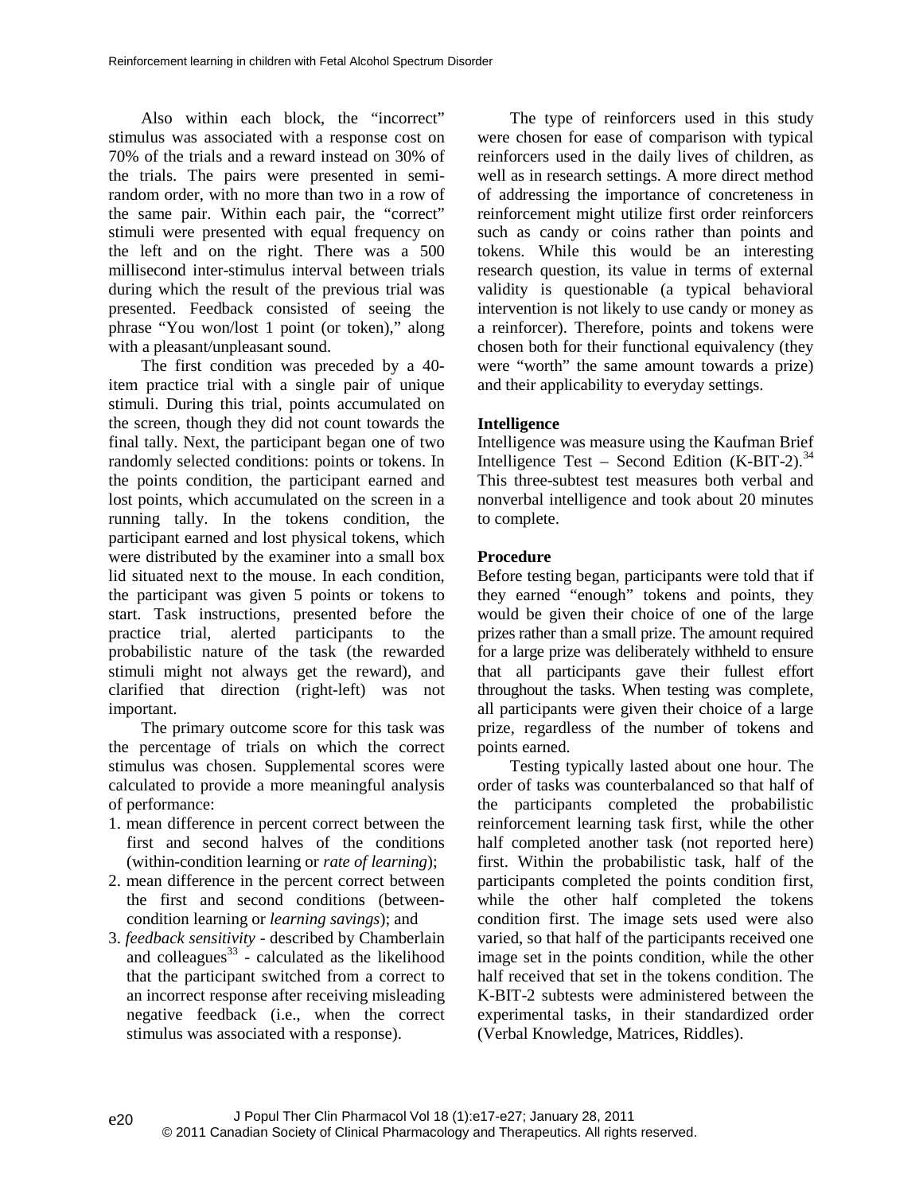Also within each block, the "incorrect" stimulus was associated with a response cost on 70% of the trials and a reward instead on 30% of the trials. The pairs were presented in semi-random order, with no more than two in a row of the same pair. Within each pair, the "correct" stimuli were presented with equal frequency on the left and on the right. There was a 500 millisecond inter-stimulus interval between trials during which the result of the previous trial was presented. Feedback consisted of seeing the phrase "You won/lost 1 point (or token)," along with a pleasant/unpleasant sound.

The first condition was preceded by a 40-item practice trial with a single pair of unique stimuli. During this trial, points accumulated on the screen, though they did not count towards the final tally. Next, the participant began one of two randomly selected conditions: points or tokens. In the points condition, the participant earned and lost points, which accumulated on the screen in a running tally. In the tokens condition, the participant earned and lost physical tokens, which were distributed by the examiner into a small box lid situated next to the mouse. In each condition, the participant was given 5 points or tokens to start. Task instructions, presented before the practice trial, alerted participants to the probabilistic nature of the task (the rewarded stimuli might not always get the reward), and clarified that direction (right-left) was not important.

The primary outcome score for this task was the percentage of trials on which the correct stimulus was chosen. Supplemental scores were calculated to provide a more meaningful analysis of performance:

1. mean difference in percent correct between the first and second halves of the conditions (within-condition learning or *rate of learning*);
2. mean difference in the percent correct between the first and second conditions (between-condition learning or *learning savings*); and
3. *feedback sensitivity* - described by Chamberlain and colleagues[33] - calculated as the likelihood that the participant switched from a correct to an incorrect response after receiving misleading negative feedback (i.e., when the correct stimulus was associated with a response).

The type of reinforcers used in this study were chosen for ease of comparison with typical reinforcers used in the daily lives of children, as well as in research settings. A more direct method of addressing the importance of concreteness in reinforcement might utilize first order reinforcers such as candy or coins rather than points and tokens. While this would be an interesting research question, its value in terms of external validity is questionable (a typical behavioral intervention is not likely to use candy or money as a reinforcer). Therefore, points and tokens were chosen both for their functional equivalency (they were "worth" the same amount towards a prize) and their applicability to everyday settings.

**Intelligence**

Intelligence was measure using the Kaufman Brief Intelligence Test – Second Edition (K-BIT-2).[34] This three-subtest test measures both verbal and nonverbal intelligence and took about 20 minutes to complete.

**Procedure**

Before testing began, participants were told that if they earned "enough" tokens and points, they would be given their choice of one of the large prizes rather than a small prize. The amount required for a large prize was deliberately withheld to ensure that all participants gave their fullest effort throughout the tasks. When testing was complete, all participants were given their choice of a large prize, regardless of the number of tokens and points earned.

Testing typically lasted about one hour. The order of tasks was counterbalanced so that half of the participants completed the probabilistic reinforcement learning task first, while the other half completed another task (not reported here) first. Within the probabilistic task, half of the participants completed the points condition first, while the other half completed the tokens condition first. The image sets used were also varied, so that half of the participants received one image set in the points condition, while the other half received that set in the tokens condition. The K-BIT-2 subtests were administered between the experimental tasks, in their standardized order (Verbal Knowledge, Matrices, Riddles).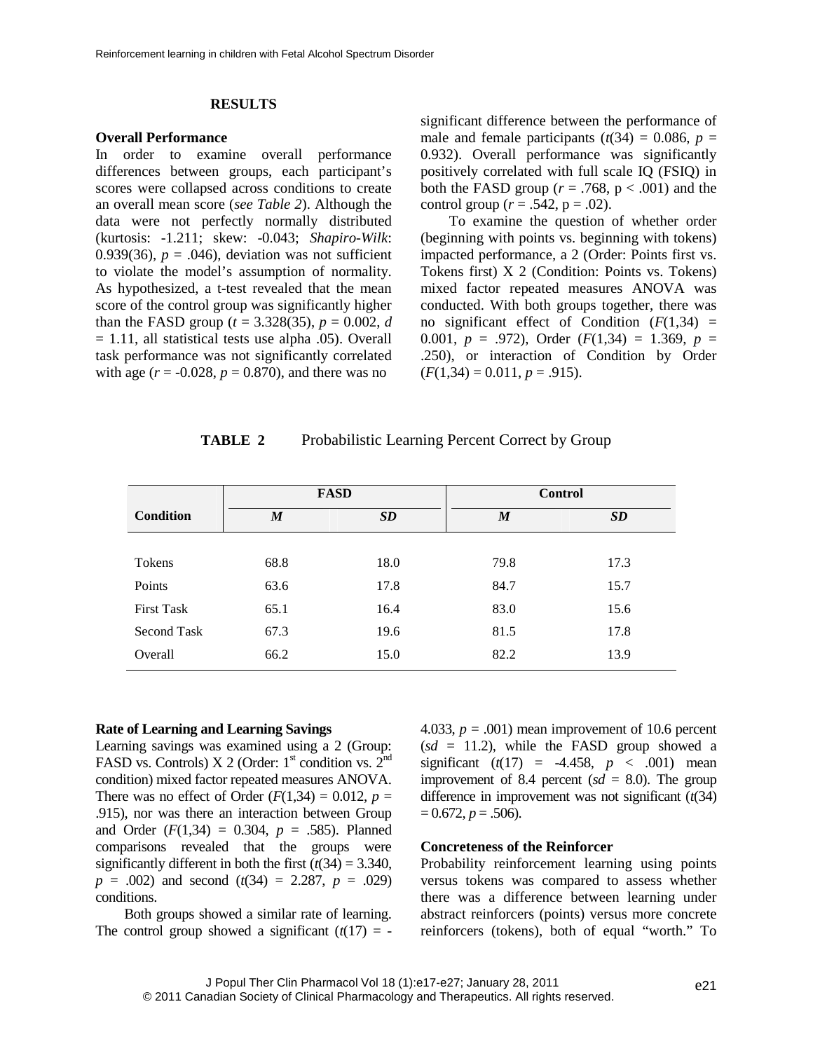## RESULTS

### Overall Performance

In order to examine overall performance differences between groups, each participant's scores were collapsed across conditions to create an overall mean score (*see Table 2*). Although the data were not perfectly normally distributed (kurtosis: -1.211; skew: -0.043; *Shapiro-Wilk*: 0.939(36), $p = .046$), deviation was not sufficient to violate the model's assumption of normality. As hypothesized, a t-test revealed that the mean score of the control group was significantly higher than the FASD group ($t = 3.328(35)$, $p = 0.002$, $d = 1.11$, all statistical tests use alpha .05). Overall task performance was not significantly correlated with age ($r = -0.028$, $p = 0.870$), and there was no significant difference between the performance of male and female participants ($t(34) = 0.086$, $p = 0.932$). Overall performance was significantly positively correlated with full scale IQ (FSIQ) in both the FASD group ($r = .768$, $p < .001$) and the control group ($r = .542$, $p = .02$).

To examine the question of whether order (beginning with points vs. beginning with tokens) impacted performance, a 2 (Order: Points first vs. Tokens first) X 2 (Condition: Points vs. Tokens) mixed factor repeated measures ANOVA was conducted. With both groups together, there was no significant effect of Condition ($F(1,34) = 0.001$, $p = .972$), Order ($F(1,34) = 1.369$, $p = .250$), or interaction of Condition by Order ($F(1,34) = 0.011$, $p = .915$).

**TABLE 2** Probabilistic Learning Percent Correct by Group

| Condition | FASD | | Control | |
|---|---|---|---|---|
| | ***M*** | ***SD*** | ***M*** | ***SD*** |
| Tokens | 68.8 | 18.0 | 79.8 | 17.3 |
| Points | 63.6 | 17.8 | 84.7 | 15.7 |
| First Task | 65.1 | 16.4 | 83.0 | 15.6 |
| Second Task | 67.3 | 19.6 | 81.5 | 17.8 |
| Overall | 66.2 | 15.0 | 82.2 | 13.9 |

### Rate of Learning and Learning Savings

Learning savings was examined using a 2 (Group: FASD vs. Controls) X 2 (Order: 1st condition vs. 2nd condition) mixed factor repeated measures ANOVA. There was no effect of Order ($F(1,34) = 0.012$, $p = .915$), nor was there an interaction between Group and Order ($F(1,34) = 0.304$, $p = .585$). Planned comparisons revealed that the groups were significantly different in both the first ($t(34) = 3.340$, $p = .002$) and second ($t(34) = 2.287$, $p = .029$) conditions.

Both groups showed a similar rate of learning. The control group showed a significant ($t(17) = -4.033$, $p = .001$) mean improvement of 10.6 percent ($sd = 11.2$), while the FASD group showed a significant ($t(17) = -4.458$, $p < .001$) mean improvement of 8.4 percent ($sd = 8.0$). The group difference in improvement was not significant ($t(34) = 0.672$, $p = .506$).

### Concreteness of the Reinforcer

Probability reinforcement learning using points versus tokens was compared to assess whether there was a difference between learning under abstract reinforcers (points) versus more concrete reinforcers (tokens), both of equal "worth." To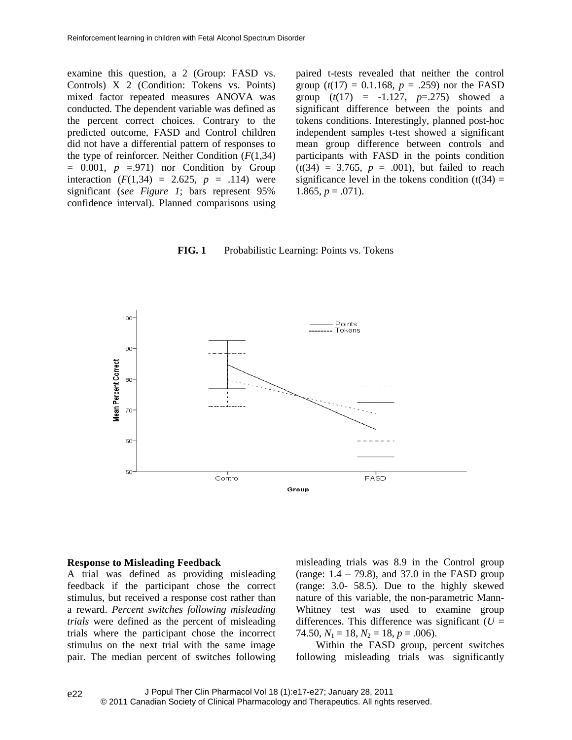examine this question, a 2 (Group: FASD vs. Controls) X 2 (Condition: Tokens vs. Points) mixed factor repeated measures ANOVA was conducted. The dependent variable was defined as the percent correct choices. Contrary to the predicted outcome, FASD and Control children did not have a differential pattern of responses to the type of reinforcer. Neither Condition ($F(1,34) = 0.001$, $p = .971$) nor Condition by Group interaction ($F(1,34) = 2.625$, $p = .114$) were significant (*see Figure 1*; bars represent 95% confidence interval). Planned comparisons using paired t-tests revealed that neither the control group ($t(17) = 0.1.168$, $p = .259$) nor the FASD group ($t(17) = -1.127$, $p=.275$) showed a significant difference between the points and tokens conditions. Interestingly, planned post-hoc independent samples t-test showed a significant mean group difference between controls and participants with FASD in the points condition ($t(34) = 3.765$, $p = .001$), but failed to reach significance level in the tokens condition ($t(34) = 1.865$, $p = .071$).

**FIG. 1** Probabilistic Learning: Points vs. Tokens

### Response to Misleading Feedback

A trial was defined as providing misleading feedback if the participant chose the correct stimulus, but received a response cost rather than a reward. *Percent switches following misleading trials* were defined as the percent of misleading trials where the participant chose the incorrect stimulus on the next trial with the same image pair. The median percent of switches following misleading trials was 8.9 in the Control group (range: 1.4 – 79.8), and 37.0 in the FASD group (range: 3.0- 58.5). Due to the highly skewed nature of this variable, the non-parametric Mann-Whitney test was used to examine group differences. This difference was significant ($U = 74.50$, $N_1 = 18$, $N_2 = 18$, $p = .006$).

Within the FASD group, percent switches following misleading trials was significantly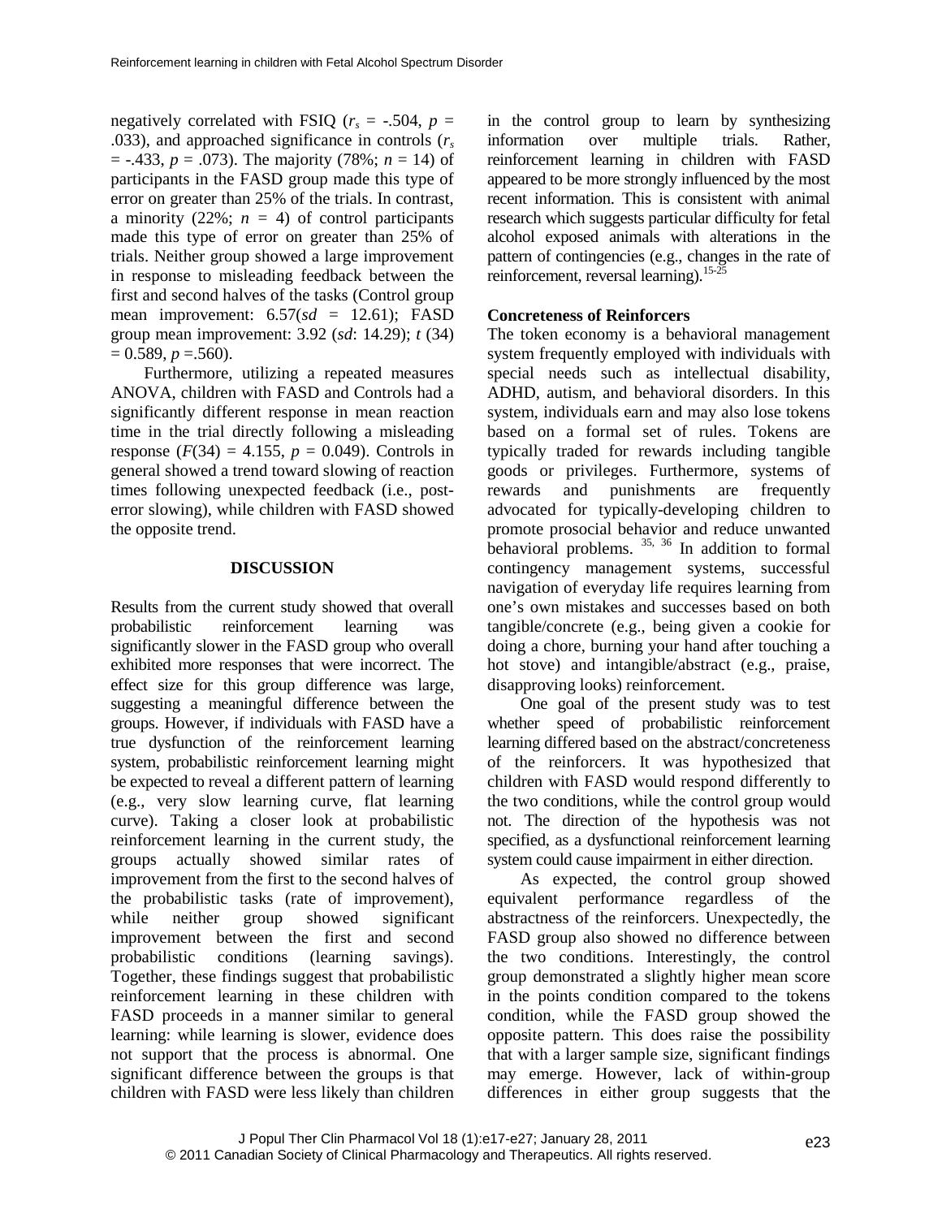negatively correlated with FSIQ ($r_s$ = -.504, $p$ = .033), and approached significance in controls ($r_s$ = -.433, $p$ = .073). The majority (78%; $n$ = 14) of participants in the FASD group made this type of error on greater than 25% of the trials. In contrast, a minority (22%; $n$ = 4) of control participants made this type of error on greater than 25% of trials. Neither group showed a large improvement in response to misleading feedback between the first and second halves of the tasks (Control group mean improvement: 6.57($sd$ = 12.61); FASD group mean improvement: 3.92 ($sd$: 14.29); $t$ (34) = 0.589, $p$ =.560).

Furthermore, utilizing a repeated measures ANOVA, children with FASD and Controls had a significantly different response in mean reaction time in the trial directly following a misleading response ($F$(34) = 4.155, $p$ = 0.049). Controls in general showed a trend toward slowing of reaction times following unexpected feedback (i.e., post-error slowing), while children with FASD showed the opposite trend.

## DISCUSSION

Results from the current study showed that overall probabilistic reinforcement learning was significantly slower in the FASD group who overall exhibited more responses that were incorrect. The effect size for this group difference was large, suggesting a meaningful difference between the groups. However, if individuals with FASD have a true dysfunction of the reinforcement learning system, probabilistic reinforcement learning might be expected to reveal a different pattern of learning (e.g., very slow learning curve, flat learning curve). Taking a closer look at probabilistic reinforcement learning in the current study, the groups actually showed similar rates of improvement from the first to the second halves of the probabilistic tasks (rate of improvement), while neither group showed significant improvement between the first and second probabilistic conditions (learning savings). Together, these findings suggest that probabilistic reinforcement learning in these children with FASD proceeds in a manner similar to general learning: while learning is slower, evidence does not support that the process is abnormal. One significant difference between the groups is that children with FASD were less likely than children in the control group to learn by synthesizing information over multiple trials. Rather, reinforcement learning in children with FASD appeared to be more strongly influenced by the most recent information. This is consistent with animal research which suggests particular difficulty for fetal alcohol exposed animals with alterations in the pattern of contingencies (e.g., changes in the rate of reinforcement, reversal learning).[15-25]

### Concreteness of Reinforcers

The token economy is a behavioral management system frequently employed with individuals with special needs such as intellectual disability, ADHD, autism, and behavioral disorders. In this system, individuals earn and may also lose tokens based on a formal set of rules. Tokens are typically traded for rewards including tangible goods or privileges. Furthermore, systems of rewards and punishments are frequently advocated for typically-developing children to promote prosocial behavior and reduce unwanted behavioral problems.[35, 36] In addition to formal contingency management systems, successful navigation of everyday life requires learning from one's own mistakes and successes based on both tangible/concrete (e.g., being given a cookie for doing a chore, burning your hand after touching a hot stove) and intangible/abstract (e.g., praise, disapproving looks) reinforcement.

One goal of the present study was to test whether speed of probabilistic reinforcement learning differed based on the abstract/concreteness of the reinforcers. It was hypothesized that children with FASD would respond differently to the two conditions, while the control group would not. The direction of the hypothesis was not specified, as a dysfunctional reinforcement learning system could cause impairment in either direction.

As expected, the control group showed equivalent performance regardless of the abstractness of the reinforcers. Unexpectedly, the FASD group also showed no difference between the two conditions. Interestingly, the control group demonstrated a slightly higher mean score in the points condition compared to the tokens condition, while the FASD group showed the opposite pattern. This does raise the possibility that with a larger sample size, significant findings may emerge. However, lack of within-group differences in either group suggests that the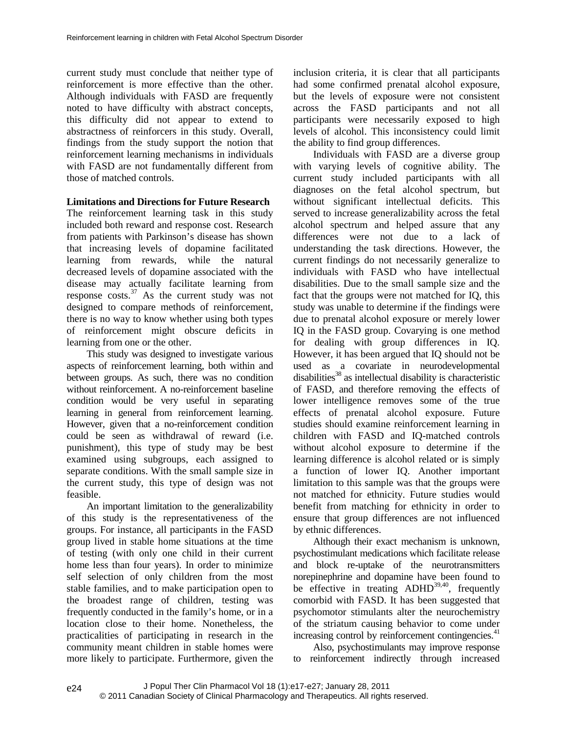current study must conclude that neither type of reinforcement is more effective than the other. Although individuals with FASD are frequently noted to have difficulty with abstract concepts, this difficulty did not appear to extend to abstractness of reinforcers in this study. Overall, findings from the study support the notion that reinforcement learning mechanisms in individuals with FASD are not fundamentally different from those of matched controls.

**Limitations and Directions for Future Research**

The reinforcement learning task in this study included both reward and response cost. Research from patients with Parkinson's disease has shown that increasing levels of dopamine facilitated learning from rewards, while the natural decreased levels of dopamine associated with the disease may actually facilitate learning from response costs.[37] As the current study was not designed to compare methods of reinforcement, there is no way to know whether using both types of reinforcement might obscure deficits in learning from one or the other.

This study was designed to investigate various aspects of reinforcement learning, both within and between groups. As such, there was no condition without reinforcement. A no-reinforcement baseline condition would be very useful in separating learning in general from reinforcement learning. However, given that a no-reinforcement condition could be seen as withdrawal of reward (i.e. punishment), this type of study may be best examined using subgroups, each assigned to separate conditions. With the small sample size in the current study, this type of design was not feasible.

An important limitation to the generalizability of this study is the representativeness of the groups. For instance, all participants in the FASD group lived in stable home situations at the time of testing (with only one child in their current home less than four years). In order to minimize self selection of only children from the most stable families, and to make participation open to the broadest range of children, testing was frequently conducted in the family's home, or in a location close to their home. Nonetheless, the practicalities of participating in research in the community meant children in stable homes were more likely to participate. Furthermore, given the inclusion criteria, it is clear that all participants had some confirmed prenatal alcohol exposure, but the levels of exposure were not consistent across the FASD participants and not all participants were necessarily exposed to high levels of alcohol. This inconsistency could limit the ability to find group differences.

Individuals with FASD are a diverse group with varying levels of cognitive ability. The current study included participants with all diagnoses on the fetal alcohol spectrum, but without significant intellectual deficits. This served to increase generalizability across the fetal alcohol spectrum and helped assure that any differences were not due to a lack of understanding the task directions. However, the current findings do not necessarily generalize to individuals with FASD who have intellectual disabilities. Due to the small sample size and the fact that the groups were not matched for IQ, this study was unable to determine if the findings were due to prenatal alcohol exposure or merely lower IQ in the FASD group. Covarying is one method for dealing with group differences in IQ. However, it has been argued that IQ should not be used as a covariate in neurodevelopmental disabilities[38] as intellectual disability is characteristic of FASD, and therefore removing the effects of lower intelligence removes some of the true effects of prenatal alcohol exposure. Future studies should examine reinforcement learning in children with FASD and IQ-matched controls without alcohol exposure to determine if the learning difference is alcohol related or is simply a function of lower IQ. Another important limitation to this sample was that the groups were not matched for ethnicity. Future studies would benefit from matching for ethnicity in order to ensure that group differences are not influenced by ethnic differences.

Although their exact mechanism is unknown, psychostimulant medications which facilitate release and block re-uptake of the neurotransmitters norepinephrine and dopamine have been found to be effective in treating ADHD[39,40], frequently comorbid with FASD. It has been suggested that psychomotor stimulants alter the neurochemistry of the striatum causing behavior to come under increasing control by reinforcement contingencies.[41]

Also, psychostimulants may improve response to reinforcement indirectly through increased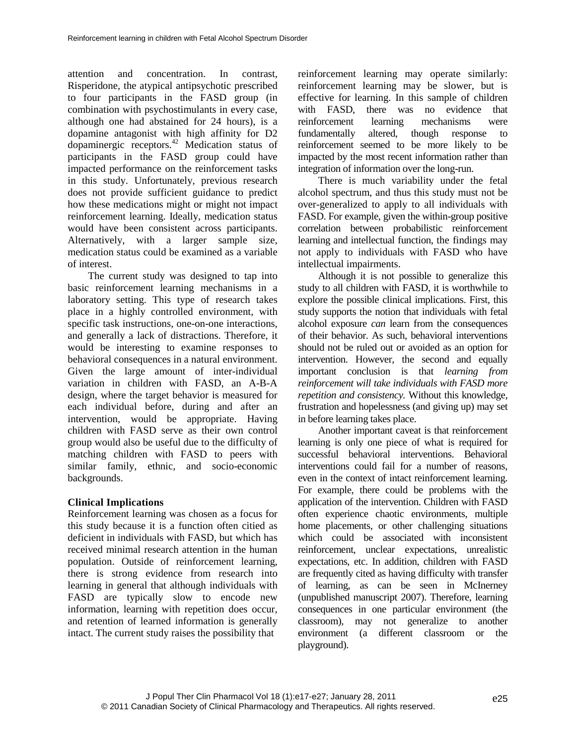attention and concentration. In contrast, Risperidone, the atypical antipsychotic prescribed to four participants in the FASD group (in combination with psychostimulants in every case, although one had abstained for 24 hours), is a dopamine antagonist with high affinity for D2 dopaminergic receptors.[42] Medication status of participants in the FASD group could have impacted performance on the reinforcement tasks in this study. Unfortunately, previous research does not provide sufficient guidance to predict how these medications might or might not impact reinforcement learning. Ideally, medication status would have been consistent across participants. Alternatively, with a larger sample size, medication status could be examined as a variable of interest.

The current study was designed to tap into basic reinforcement learning mechanisms in a laboratory setting. This type of research takes place in a highly controlled environment, with specific task instructions, one-on-one interactions, and generally a lack of distractions. Therefore, it would be interesting to examine responses to behavioral consequences in a natural environment. Given the large amount of inter-individual variation in children with FASD, an A-B-A design, where the target behavior is measured for each individual before, during and after an intervention, would be appropriate. Having children with FASD serve as their own control group would also be useful due to the difficulty of matching children with FASD to peers with similar family, ethnic, and socio-economic backgrounds.

### Clinical Implications

Reinforcement learning was chosen as a focus for this study because it is a function often citied as deficient in individuals with FASD, but which has received minimal research attention in the human population. Outside of reinforcement learning, there is strong evidence from research into learning in general that although individuals with FASD are typically slow to encode new information, learning with repetition does occur, and retention of learned information is generally intact. The current study raises the possibility that reinforcement learning may operate similarly: reinforcement learning may be slower, but is effective for learning. In this sample of children with FASD, there was no evidence that reinforcement learning mechanisms were fundamentally altered, though response to reinforcement seemed to be more likely to be impacted by the most recent information rather than integration of information over the long-run.

There is much variability under the fetal alcohol spectrum, and thus this study must not be over-generalized to apply to all individuals with FASD. For example, given the within-group positive correlation between probabilistic reinforcement learning and intellectual function, the findings may not apply to individuals with FASD who have intellectual impairments.

Although it is not possible to generalize this study to all children with FASD, it is worthwhile to explore the possible clinical implications. First, this study supports the notion that individuals with fetal alcohol exposure *can* learn from the consequences of their behavior. As such, behavioral interventions should not be ruled out or avoided as an option for intervention. However, the second and equally important conclusion is that *learning from reinforcement will take individuals with FASD more repetition and consistency.* Without this knowledge, frustration and hopelessness (and giving up) may set in before learning takes place.

Another important caveat is that reinforcement learning is only one piece of what is required for successful behavioral interventions. Behavioral interventions could fail for a number of reasons, even in the context of intact reinforcement learning. For example, there could be problems with the application of the intervention. Children with FASD often experience chaotic environments, multiple home placements, or other challenging situations which could be associated with inconsistent reinforcement, unclear expectations, unrealistic expectations, etc. In addition, children with FASD are frequently cited as having difficulty with transfer of learning, as can be seen in McInerney (unpublished manuscript 2007). Therefore, learning consequences in one particular environment (the classroom), may not generalize to another environment (a different classroom or the playground).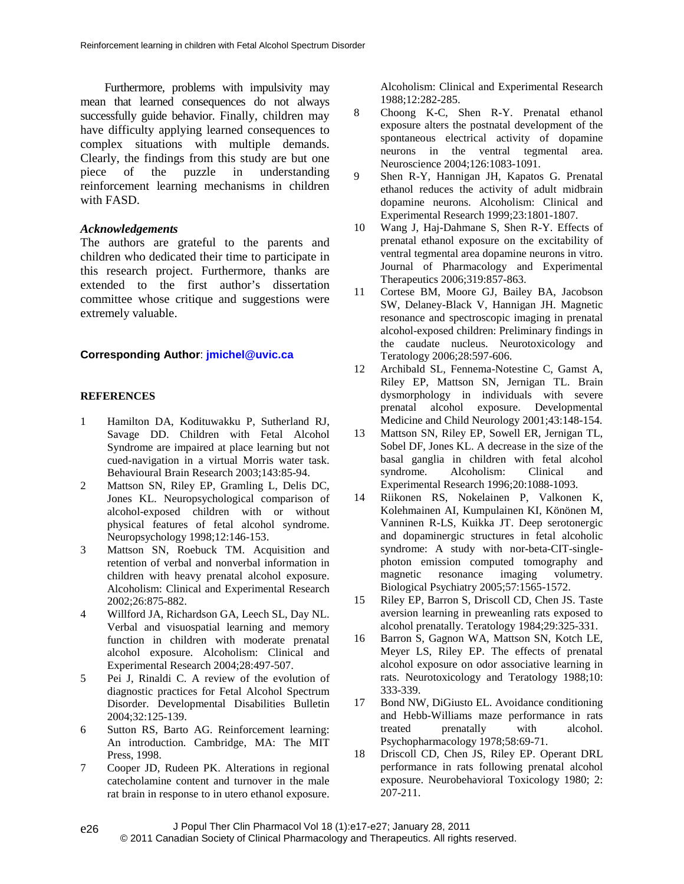Furthermore, problems with impulsivity may mean that learned consequences do not always successfully guide behavior. Finally, children may have difficulty applying learned consequences to complex situations with multiple demands. Clearly, the findings from this study are but one piece of the puzzle in understanding reinforcement learning mechanisms in children with FASD.

### *Acknowledgements*

The authors are grateful to the parents and children who dedicated their time to participate in this research project. Furthermore, thanks are extended to the first author's dissertation committee whose critique and suggestions were extremely valuable.

**Corresponding Author**: **jmichel@uvic.ca**

## REFERENCES

1. Hamilton DA, Kodituwakku P, Sutherland RJ, Savage DD. Children with Fetal Alcohol Syndrome are impaired at place learning but not cued-navigation in a virtual Morris water task. Behavioural Brain Research 2003;143:85-94.
2. Mattson SN, Riley EP, Gramling L, Delis DC, Jones KL. Neuropsychological comparison of alcohol-exposed children with or without physical features of fetal alcohol syndrome. Neuropsychology 1998;12:146-153.
3. Mattson SN, Roebuck TM. Acquisition and retention of verbal and nonverbal information in children with heavy prenatal alcohol exposure. Alcoholism: Clinical and Experimental Research 2002;26:875-882.
4. Willford JA, Richardson GA, Leech SL, Day NL. Verbal and visuospatial learning and memory function in children with moderate prenatal alcohol exposure. Alcoholism: Clinical and Experimental Research 2004;28:497-507.
5. Pei J, Rinaldi C. A review of the evolution of diagnostic practices for Fetal Alcohol Spectrum Disorder. Developmental Disabilities Bulletin 2004;32:125-139.
6. Sutton RS, Barto AG. Reinforcement learning: An introduction. Cambridge, MA: The MIT Press, 1998.
7. Cooper JD, Rudeen PK. Alterations in regional catecholamine content and turnover in the male rat brain in response to in utero ethanol exposure. Alcoholism: Clinical and Experimental Research 1988;12:282-285.
8. Choong K-C, Shen R-Y. Prenatal ethanol exposure alters the postnatal development of the spontaneous electrical activity of dopamine neurons in the ventral tegmental area. Neuroscience 2004;126:1083-1091.
9. Shen R-Y, Hannigan JH, Kapatos G. Prenatal ethanol reduces the activity of adult midbrain dopamine neurons. Alcoholism: Clinical and Experimental Research 1999;23:1801-1807.
10. Wang J, Haj-Dahmane S, Shen R-Y. Effects of prenatal ethanol exposure on the excitability of ventral tegmental area dopamine neurons in vitro. Journal of Pharmacology and Experimental Therapeutics 2006;319:857-863.
11. Cortese BM, Moore GJ, Bailey BA, Jacobson SW, Delaney-Black V, Hannigan JH. Magnetic resonance and spectroscopic imaging in prenatal alcohol-exposed children: Preliminary findings in the caudate nucleus. Neurotoxicology and Teratology 2006;28:597-606.
12. Archibald SL, Fennema-Notestine C, Gamst A, Riley EP, Mattson SN, Jernigan TL. Brain dysmorphology in individuals with severe prenatal alcohol exposure. Developmental Medicine and Child Neurology 2001;43:148-154.
13. Mattson SN, Riley EP, Sowell ER, Jernigan TL, Sobel DF, Jones KL. A decrease in the size of the basal ganglia in children with fetal alcohol syndrome. Alcoholism: Clinical and Experimental Research 1996;20:1088-1093.
14. Riikonen RS, Nokelainen P, Valkonen K, Kolehmainen AI, Kumpulainen KI, Könönen M, Vanninen R-LS, Kuikka JT. Deep serotonergic and dopaminergic structures in fetal alcoholic syndrome: A study with nor-beta-CIT-single-photon emission computed tomography and magnetic resonance imaging volumetry. Biological Psychiatry 2005;57:1565-1572.
15. Riley EP, Barron S, Driscoll CD, Chen JS. Taste aversion learning in preweanling rats exposed to alcohol prenatally. Teratology 1984;29:325-331.
16. Barron S, Gagnon WA, Mattson SN, Kotch LE, Meyer LS, Riley EP. The effects of prenatal alcohol exposure on odor associative learning in rats. Neurotoxicology and Teratology 1988;10: 333-339.
17. Bond NW, DiGiusto EL. Avoidance conditioning and Hebb-Williams maze performance in rats treated prenatally with alcohol. Psychopharmacology 1978;58:69-71.
18. Driscoll CD, Chen JS, Riley EP. Operant DRL performance in rats following prenatal alcohol exposure. Neurobehavioral Toxicology 1980; 2: 207-211.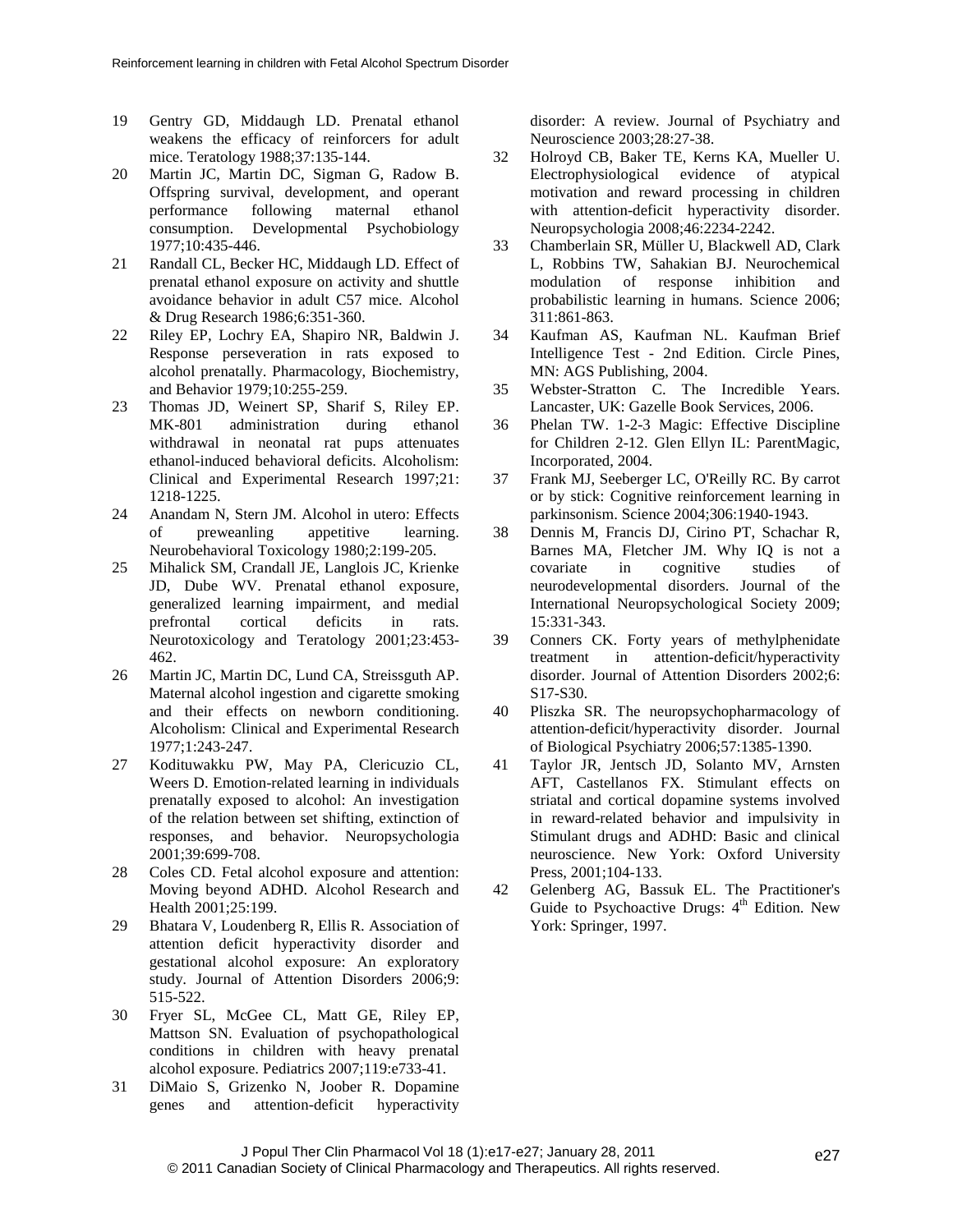19. Gentry GD, Middaugh LD. Prenatal ethanol weakens the efficacy of reinforcers for adult mice. Teratology 1988;37:135-144.
20. Martin JC, Martin DC, Sigman G, Radow B. Offspring survival, development, and operant performance following maternal ethanol consumption. Developmental Psychobiology 1977;10:435-446.
21. Randall CL, Becker HC, Middaugh LD. Effect of prenatal ethanol exposure on activity and shuttle avoidance behavior in adult C57 mice. Alcohol & Drug Research 1986;6:351-360.
22. Riley EP, Lochry EA, Shapiro NR, Baldwin J. Response perseveration in rats exposed to alcohol prenatally. Pharmacology, Biochemistry, and Behavior 1979;10:255-259.
23. Thomas JD, Weinert SP, Sharif S, Riley EP. MK-801 administration during ethanol withdrawal in neonatal rat pups attenuates ethanol-induced behavioral deficits. Alcoholism: Clinical and Experimental Research 1997;21: 1218-1225.
24. Anandam N, Stern JM. Alcohol in utero: Effects of preweanling appetitive learning. Neurobehavioral Toxicology 1980;2:199-205.
25. Mihalick SM, Crandall JE, Langlois JC, Krienke JD, Dube WV. Prenatal ethanol exposure, generalized learning impairment, and medial prefrontal cortical deficits in rats. Neurotoxicology and Teratology 2001;23:453-462.
26. Martin JC, Martin DC, Lund CA, Streissguth AP. Maternal alcohol ingestion and cigarette smoking and their effects on newborn conditioning. Alcoholism: Clinical and Experimental Research 1977;1:243-247.
27. Kodituwakku PW, May PA, Clericuzio CL, Weers D. Emotion-related learning in individuals prenatally exposed to alcohol: An investigation of the relation between set shifting, extinction of responses, and behavior. Neuropsychologia 2001;39:699-708.
28. Coles CD. Fetal alcohol exposure and attention: Moving beyond ADHD. Alcohol Research and Health 2001;25:199.
29. Bhatara V, Loudenberg R, Ellis R. Association of attention deficit hyperactivity disorder and gestational alcohol exposure: An exploratory study. Journal of Attention Disorders 2006;9: 515-522.
30. Fryer SL, McGee CL, Matt GE, Riley EP, Mattson SN. Evaluation of psychopathological conditions in children with heavy prenatal alcohol exposure. Pediatrics 2007;119:e733-41.
31. DiMaio S, Grizenko N, Joober R. Dopamine genes and attention-deficit hyperactivity disorder: A review. Journal of Psychiatry and Neuroscience 2003;28:27-38.
32. Holroyd CB, Baker TE, Kerns KA, Mueller U. Electrophysiological evidence of atypical motivation and reward processing in children with attention-deficit hyperactivity disorder. Neuropsychologia 2008;46:2234-2242.
33. Chamberlain SR, Müller U, Blackwell AD, Clark L, Robbins TW, Sahakian BJ. Neurochemical modulation of response inhibition and probabilistic learning in humans. Science 2006; 311:861-863.
34. Kaufman AS, Kaufman NL. Kaufman Brief Intelligence Test - 2nd Edition. Circle Pines, MN: AGS Publishing, 2004.
35. Webster-Stratton C. The Incredible Years. Lancaster, UK: Gazelle Book Services, 2006.
36. Phelan TW. 1-2-3 Magic: Effective Discipline for Children 2-12. Glen Ellyn IL: ParentMagic, Incorporated, 2004.
37. Frank MJ, Seeberger LC, O'Reilly RC. By carrot or by stick: Cognitive reinforcement learning in parkinsonism. Science 2004;306:1940-1943.
38. Dennis M, Francis DJ, Cirino PT, Schachar R, Barnes MA, Fletcher JM. Why IQ is not a covariate in cognitive studies of neurodevelopmental disorders. Journal of the International Neuropsychological Society 2009; 15:331-343.
39. Conners CK. Forty years of methylphenidate treatment in attention-deficit/hyperactivity disorder. Journal of Attention Disorders 2002;6: S17-S30.
40. Pliszka SR. The neuropsychopharmacology of attention-deficit/hyperactivity disorder. Journal of Biological Psychiatry 2006;57:1385-1390.
41. Taylor JR, Jentsch JD, Solanto MV, Arnsten AFT, Castellanos FX. Stimulant effects on striatal and cortical dopamine systems involved in reward-related behavior and impulsivity in Stimulant drugs and ADHD: Basic and clinical neuroscience. New York: Oxford University Press, 2001;104-133.
42. Gelenberg AG, Bassuk EL. The Practitioner's Guide to Psychoactive Drugs: 4th Edition. New York: Springer, 1997.